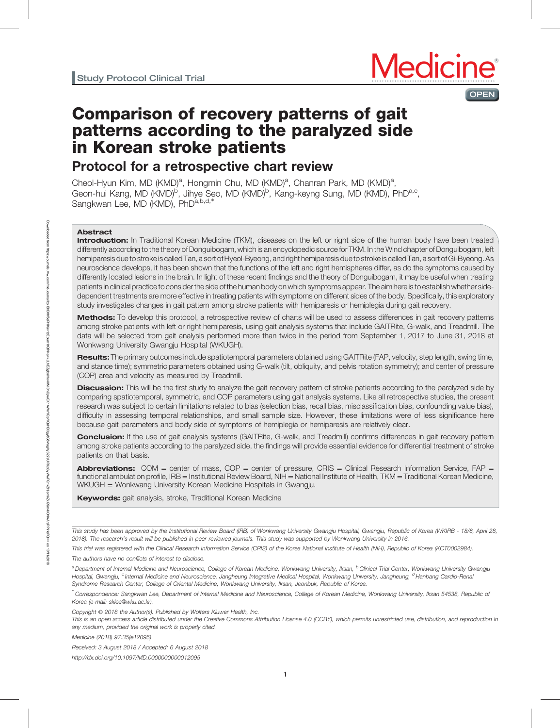Study Protocol Clinical Trial

# Comparison of recovery patterns of gait patterns according to the paralyzed side in Korean stroke patients

## Protocol for a retrospective chart review

Cheol-Hyun Kim, MD (KMD)[a], Hongmin Chu, MD (KMD)[a], Chanran Park, MD (KMD)[a], Geon-hui Kang, MD (KMD)[b], Jihye Seo, MD (KMD)[b], Kang-keyng Sung, MD (KMD), PhD[a,c], Sangkwan Lee, MD (KMD), PhD[a,b,d,*]

### Abstract

**Introduction:** In Traditional Korean Medicine (TKM), diseases on the left or right side of the human body have been treated differently according to the theory of Donguibogam, which is an encyclopedic source for TKM. In the Wind chapter of Donguibogam, left hemiparesis due to stroke is called Tan, a sort of Hyeol-Byeong, and right hemiparesis due to stroke is called Tan, a sort of Gi-Byeong. As neuroscience develops, it has been shown that the functions of the left and right hemispheres differ, as do the symptoms caused by differently located lesions in the brain. In light of these recent findings and the theory of Donguibogam, it may be useful when treating patients in clinical practice to consider the side of the human body on which symptoms appear. The aim here is to establish whether side-dependent treatments are more effective in treating patients with symptoms on different sides of the body. Specifically, this exploratory study investigates changes in gait pattern among stroke patients with hemiparesis or hemiplegia during gait recovery.

**Methods:** To develop this protocol, a retrospective review of charts will be used to assess differences in gait recovery patterns among stroke patients with left or right hemiparesis, using gait analysis systems that include GAITRite, G-walk, and Treadmill. The data will be selected from gait analysis performed more than twice in the period from September 1, 2017 to June 31, 2018 at Wonkwang University Gwangju Hospital (WKUGH).

**Results:** The primary outcomes include spatiotemporal parameters obtained using GAITRite (FAP, velocity, step length, swing time, and stance time); symmetric parameters obtained using G-walk (tilt, obliquity, and pelvis rotation symmetry); and center of pressure (COP) area and velocity as measured by Treadmill.

**Discussion:** This will be the first study to analyze the gait recovery pattern of stroke patients according to the paralyzed side by comparing spatiotemporal, symmetric, and COP parameters using gait analysis systems. Like all retrospective studies, the present research was subject to certain limitations related to bias (selection bias, recall bias, misclassification bias, confounding value bias), difficulty in assessing temporal relationships, and small sample size. However, these limitations were of less significance here because gait parameters and body side of symptoms of hemiplegia or hemiparesis are relatively clear.

**Conclusion:** If the use of gait analysis systems (GAITRite, G-walk, and Treadmill) confirms differences in gait recovery pattern among stroke patients according to the paralyzed side, the findings will provide essential evidence for differential treatment of stroke patients on that basis.

**Abbreviations:** COM = center of mass, COP = center of pressure, CRIS = Clinical Research Information Service, FAP = functional ambulation profile, IRB = Institutional Review Board, NIH = National Institute of Health, TKM = Traditional Korean Medicine, WKUGH = Wonkwang University Korean Medicine Hospitals in Gwangju.

**Keywords:** gait analysis, stroke, Traditional Korean Medicine

---

*This study has been approved by the Institutional Review Board (IRB) of Wonkwang University Gwangju Hospital, Gwangju, Republic of Korea (WKIRB - 18/8, April 28, 2018). The research's result will be published in peer-reviewed journals. This study was supported by Wonkwang University in 2016.*

*This trial was registered with the Clinical Research Information Service (CRIS) of the Korea National Institute of Health (NIH), Republic of Korea (KCT0002984).*

*The authors have no conflicts of interest to disclose.*

[a] *Department of Internal Medicine and Neuroscience, College of Korean Medicine, Wonkwang University, Iksan,* [b] *Clinical Trial Center, Wonkwang University Gwangju Hospital, Gwangju,* [c] *Internal Medicine and Neuroscience, Jangheung Integrative Medical Hospital, Wonkwang University, Jangheung,* [d] *Hanbang Cardio-Renal Syndrome Research Center, College of Oriental Medicine, Wonkwang University, Iksan, Jeonbuk, Republic of Korea.*

[*] *Correspondence: Sangkwan Lee, Department of Internal Medicine and Neuroscience, College of Korean Medicine, Wonkwang University, Iksan 54538, Republic of Korea (e-mail: sklee@wku.ac.kr).*

*Copyright © 2018 the Author(s). Published by Wolters Kluwer Health, Inc.*
*This is an open access article distributed under the Creative Commons Attribution License 4.0 (CCBY), which permits unrestricted use, distribution, and reproduction in any medium, provided the original work is properly cited.*

*Medicine (2018) 97:35(e12095)*

*Received: 3 August 2018 / Accepted: 6 August 2018*

*http://dx.doi.org/10.1097/MD.0000000000012095*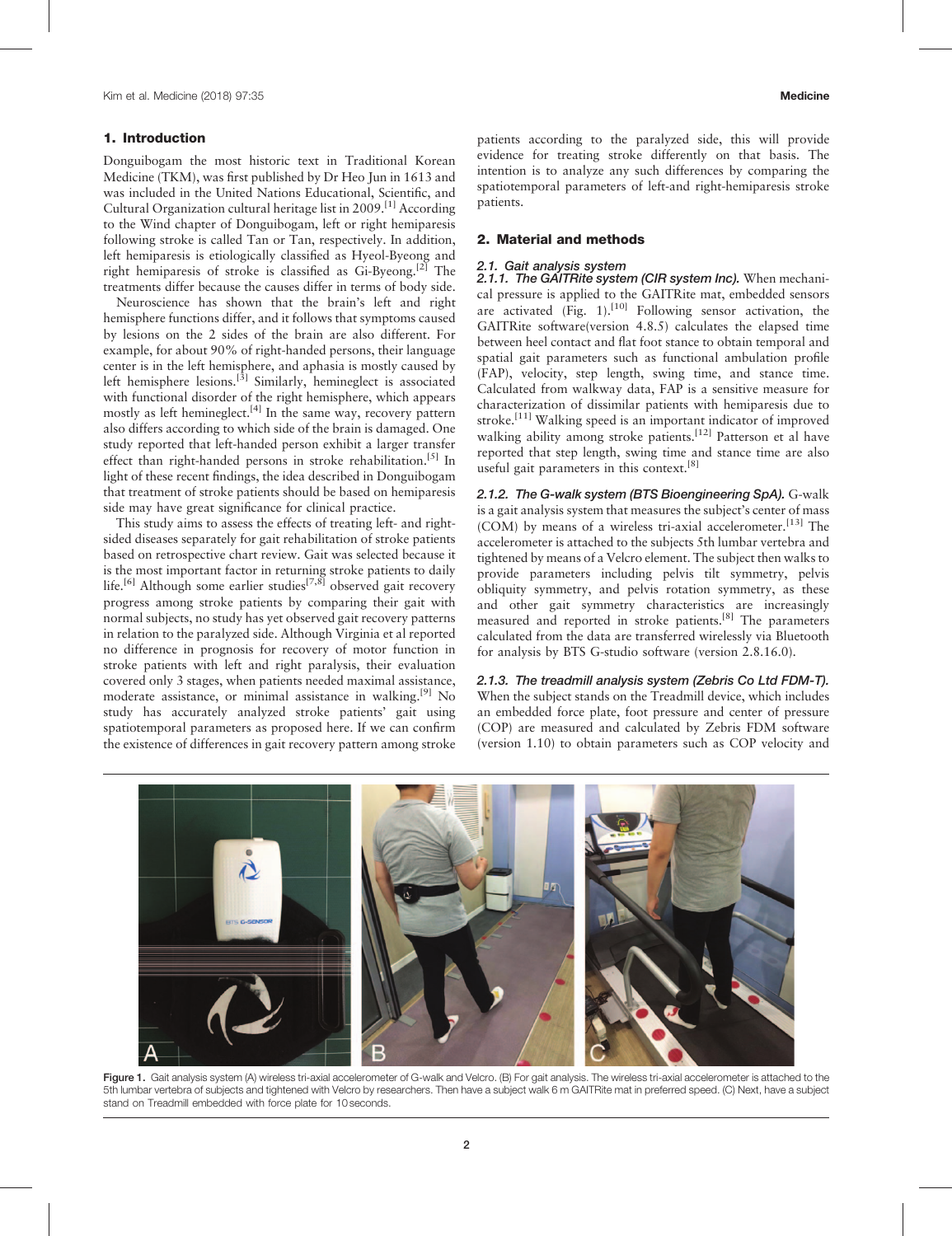## 1. Introduction

Donguibogam the most historic text in Traditional Korean Medicine (TKM), was first published by Dr Heo Jun in 1613 and was included in the United Nations Educational, Scientific, and Cultural Organization cultural heritage list in 2009.[1] According to the Wind chapter of Donguibogam, left or right hemiparesis following stroke is called Tan or Tan, respectively. In addition, left hemiparesis is etiologically classified as Hyeol-Byeong and right hemiparesis of stroke is classified as Gi-Byeong.[2] The treatments differ because the causes differ in terms of body side.

Neuroscience has shown that the brain's left and right hemisphere functions differ, and it follows that symptoms caused by lesions on the 2 sides of the brain are also different. For example, for about 90% of right-handed persons, their language center is in the left hemisphere, and aphasia is mostly caused by left hemisphere lesions.[3] Similarly, hemineglect is associated with functional disorder of the right hemisphere, which appears mostly as left hemineglect.[4] In the same way, recovery pattern also differs according to which side of the brain is damaged. One study reported that left-handed person exhibit a larger transfer effect than right-handed persons in stroke rehabilitation.[5] In light of these recent findings, the idea described in Donguibogam that treatment of stroke patients should be based on hemiparesis side may have great significance for clinical practice.

This study aims to assess the effects of treating left- and right-sided diseases separately for gait rehabilitation of stroke patients based on retrospective chart review. Gait was selected because it is the most important factor in returning stroke patients to daily life.[6] Although some earlier studies[7,8] observed gait recovery progress among stroke patients by comparing their gait with normal subjects, no study has yet observed gait recovery patterns in relation to the paralyzed side. Although Virginia et al reported no difference in prognosis for recovery of motor function in stroke patients with left and right paralysis, their evaluation covered only 3 stages, when patients needed maximal assistance, moderate assistance, or minimal assistance in walking.[9] No study has accurately analyzed stroke patients' gait using spatiotemporal parameters as proposed here. If we can confirm the existence of differences in gait recovery pattern among stroke patients according to the paralyzed side, this will provide evidence for treating stroke differently on that basis. The intention is to analyze any such differences by comparing the spatiotemporal parameters of left-and right-hemiparesis stroke patients.

## 2. Material and methods

### 2.1. Gait analysis system

#### 2.1.1. The GAITRite system (CIR system Inc).

When mechanical pressure is applied to the GAITRite mat, embedded sensors are activated (Fig. 1).[10] Following sensor activation, the GAITRite software(version 4.8.5) calculates the elapsed time between heel contact and flat foot stance to obtain temporal and spatial gait parameters such as functional ambulation profile (FAP), velocity, step length, swing time, and stance time. Calculated from walkway data, FAP is a sensitive measure for characterization of dissimilar patients with hemiparesis due to stroke.[11] Walking speed is an important indicator of improved walking ability among stroke patients.[12] Patterson et al have reported that step length, swing time and stance time are also useful gait parameters in this context.[8]

#### 2.1.2. The G-walk system (BTS Bioengineering SpA).

G-walk is a gait analysis system that measures the subject's center of mass (COM) by means of a wireless tri-axial accelerometer.[13] The accelerometer is attached to the subjects 5th lumbar vertebra and tightened by means of a Velcro element. The subject then walks to provide parameters including pelvis tilt symmetry, pelvis obliquity symmetry, and pelvis rotation symmetry, as these and other gait symmetry characteristics are increasingly measured and reported in stroke patients.[8] The parameters calculated from the data are transferred wirelessly via Bluetooth for analysis by BTS G-studio software (version 2.8.16.0).

#### 2.1.3. The treadmill analysis system (Zebris Co Ltd FDM-T).

When the subject stands on the Treadmill device, which includes an embedded force plate, foot pressure and center of pressure (COP) are measured and calculated by Zebris FDM software (version 1.10) to obtain parameters such as COP velocity and

Figure 1. Gait analysis system (A) wireless tri-axial accelerometer of G-walk and Velcro. (B) For gait analysis. The wireless tri-axial accelerometer is attached to the 5th lumbar vertebra of subjects and tightened with Velcro by researchers. Then have a subject walk 6 m GAITRite mat in preferred speed. (C) Next, have a subject stand on Treadmill embedded with force plate for 10 seconds.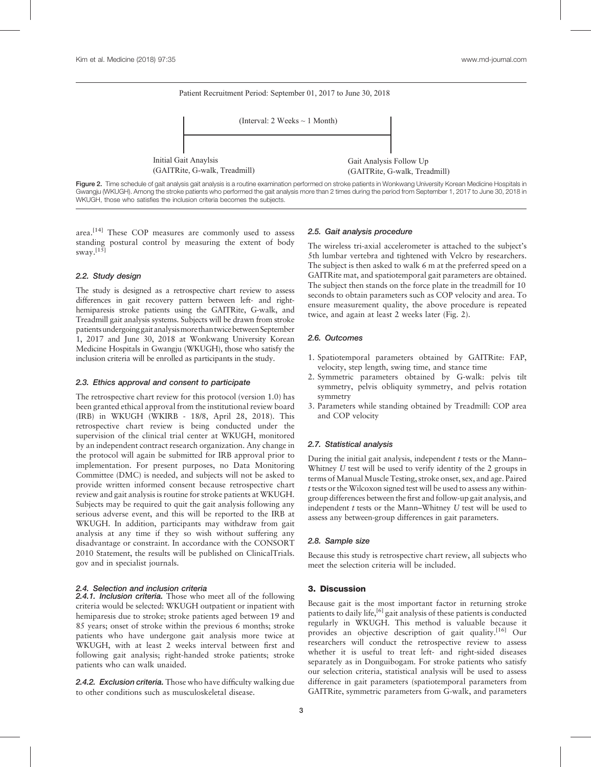Patient Recruitment Period: September 01, 2017 to June 30, 2018

(Interval: 2 Weeks ~ 1 Month)

Initial Gait Anaylsis
(GAITRite, G-walk, Treadmill)

Gait Analysis Follow Up
(GAITRite, G-walk, Treadmill)

Figure 2. Time schedule of gait analysis gait analysis is a routine examination performed on stroke patients in Wonkwang University Korean Medicine Hospitals in Gwangju (WKUGH). Among the stroke patients who performed the gait analysis more than 2 times during the period from September 1, 2017 to June 30, 2018 in WKUGH, those who satisfies the inclusion criteria becomes the subjects.

area.[14] These COP measures are commonly used to assess standing postural control by measuring the extent of body sway.[15]

### 2.2. Study design

The study is designed as a retrospective chart review to assess differences in gait recovery pattern between left- and right-hemiparesis stroke patients using the GAITRite, G-walk, and Treadmill gait analysis systems. Subjects will be drawn from stroke patients undergoing gait analysis more than twice between September 1, 2017 and June 30, 2018 at Wonkwang University Korean Medicine Hospitals in Gwangju (WKUGH), those who satisfy the inclusion criteria will be enrolled as participants in the study.

### 2.3. Ethics approval and consent to participate

The retrospective chart review for this protocol (version 1.0) has been granted ethical approval from the institutional review board (IRB) in WKUGH (WKIRB - 18/8, April 28, 2018). This retrospective chart review is being conducted under the supervision of the clinical trial center at WKUGH, monitored by an independent contract research organization. Any change in the protocol will again be submitted for IRB approval prior to implementation. For present purposes, no Data Monitoring Committee (DMC) is needed, and subjects will not be asked to provide written informed consent because retrospective chart review and gait analysis is routine for stroke patients at WKUGH. Subjects may be required to quit the gait analysis following any serious adverse event, and this will be reported to the IRB at WKUGH. In addition, participants may withdraw from gait analysis at any time if they so wish without suffering any disadvantage or constraint. In accordance with the CONSORT 2010 Statement, the results will be published on ClinicalTrials.gov and in specialist journals.

### 2.4. Selection and inclusion criteria

**2.4.1. Inclusion criteria.** Those who meet all of the following criteria would be selected: WKUGH outpatient or inpatient with hemiparesis due to stroke; stroke patients aged between 19 and 85 years; onset of stroke within the previous 6 months; stroke patients who have undergone gait analysis more twice at WKUGH, with at least 2 weeks interval between first and following gait analysis; right-handed stroke patients; stroke patients who can walk unaided.

**2.4.2. Exclusion criteria.** Those who have difficulty walking due to other conditions such as musculoskeletal disease.

### 2.5. Gait analysis procedure

The wireless tri-axial accelerometer is attached to the subject's 5th lumbar vertebra and tightened with Velcro by researchers. The subject is then asked to walk 6 m at the preferred speed on a GAITRite mat, and spatiotemporal gait parameters are obtained. The subject then stands on the force plate in the treadmill for 10 seconds to obtain parameters such as COP velocity and area. To ensure measurement quality, the above procedure is repeated twice, and again at least 2 weeks later (Fig. 2).

### 2.6. Outcomes

1. Spatiotemporal parameters obtained by GAITRite: FAP, velocity, step length, swing time, and stance time
2. Symmetric parameters obtained by G-walk: pelvis tilt symmetry, pelvis obliquity symmetry, and pelvis rotation symmetry
3. Parameters while standing obtained by Treadmill: COP area and COP velocity

### 2.7. Statistical analysis

During the initial gait analysis, independent *t* tests or the Mann–Whitney *U* test will be used to verify identity of the 2 groups in terms of Manual Muscle Testing, stroke onset, sex, and age. Paired *t* tests or the Wilcoxon signed test will be used to assess any within-group differences between the first and follow-up gait analysis, and independent *t* tests or the Mann–Whitney *U* test will be used to assess any between-group differences in gait parameters.

### 2.8. Sample size

Because this study is retrospective chart review, all subjects who meet the selection criteria will be included.

## 3. Discussion

Because gait is the most important factor in returning stroke patients to daily life,[6] gait analysis of these patients is conducted regularly in WKUGH. This method is valuable because it provides an objective description of gait quality.[16] Our researchers will conduct the retrospective review to assess whether it is useful to treat left- and right-sided diseases separately as in Donguibogam. For stroke patients who satisfy our selection criteria, statistical analysis will be used to assess difference in gait parameters (spatiotemporal parameters from GAITRite, symmetric parameters from G-walk, and parameters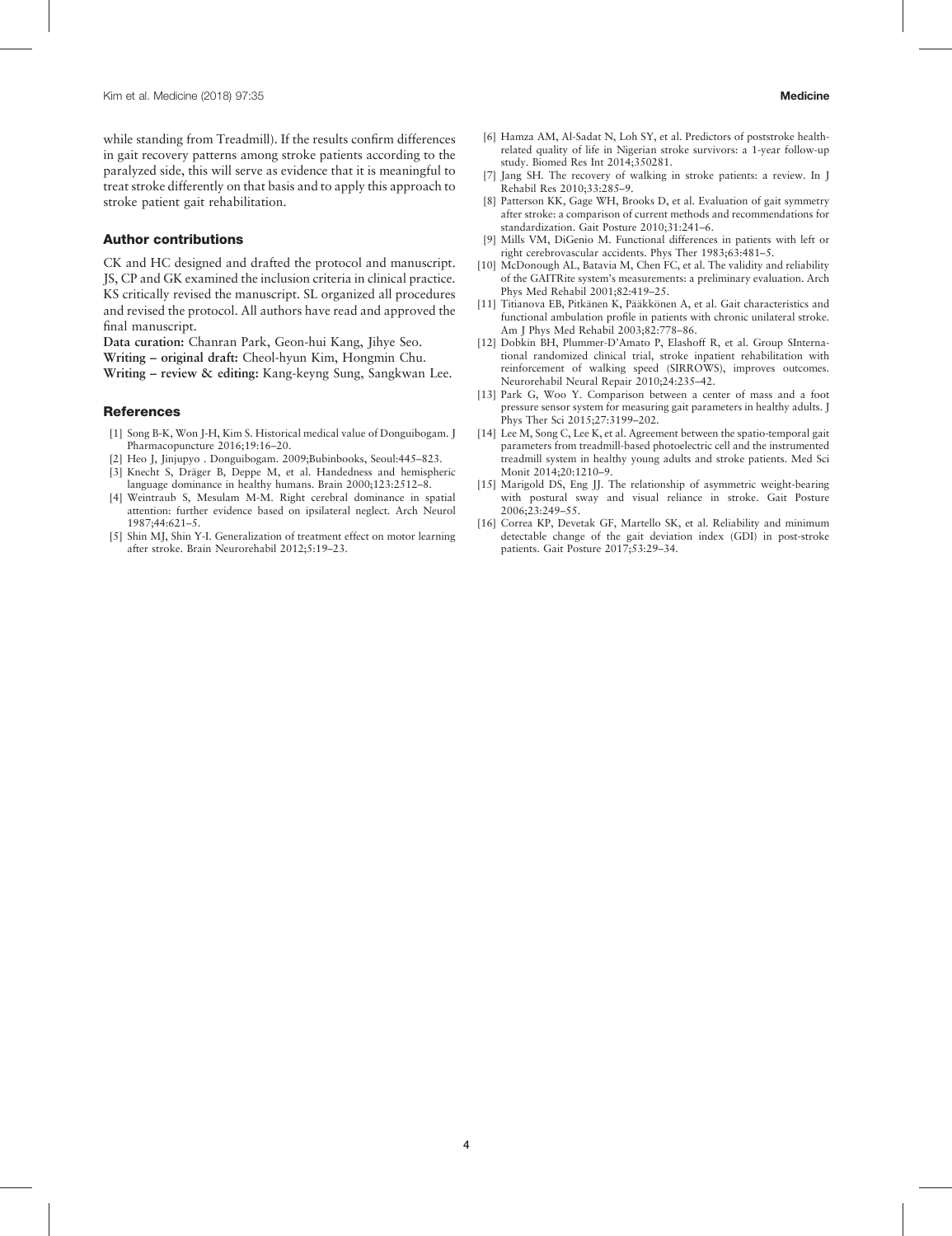while standing from Treadmill). If the results confirm differences in gait recovery patterns among stroke patients according to the paralyzed side, this will serve as evidence that it is meaningful to treat stroke differently on that basis and to apply this approach to stroke patient gait rehabilitation.

## Author contributions

CK and HC designed and drafted the protocol and manuscript. JS, CP and GK examined the inclusion criteria in clinical practice. KS critically revised the manuscript. SL organized all procedures and revised the protocol. All authors have read and approved the final manuscript.

**Data curation:** Chanran Park, Geon-hui Kang, Jihye Seo.
**Writing – original draft:** Cheol-hyun Kim, Hongmin Chu.
**Writing – review & editing:** Kang-keyng Sung, Sangkwan Lee.

## References

[1] Song B-K, Won J-H, Kim S. Historical medical value of Donguibogam. J Pharmacopuncture 2016;19:16–20.

[2] Heo J, Jinjupyo . Donguibogam. 2009;Bubinbooks, Seoul:445–823.

[3] Knecht S, Dräger B, Deppe M, et al. Handedness and hemispheric language dominance in healthy humans. Brain 2000;123:2512–8.

[4] Weintraub S, Mesulam M-M. Right cerebral dominance in spatial attention: further evidence based on ipsilateral neglect. Arch Neurol 1987;44:621–5.

[5] Shin MJ, Shin Y-I. Generalization of treatment effect on motor learning after stroke. Brain Neurorehabil 2012;5:19–23.

[6] Hamza AM, Al-Sadat N, Loh SY, et al. Predictors of poststroke health-related quality of life in Nigerian stroke survivors: a 1-year follow-up study. Biomed Res Int 2014;350281.

[7] Jang SH. The recovery of walking in stroke patients: a review. In J Rehabil Res 2010;33:285–9.

[8] Patterson KK, Gage WH, Brooks D, et al. Evaluation of gait symmetry after stroke: a comparison of current methods and recommendations for standardization. Gait Posture 2010;31:241–6.

[9] Mills VM, DiGenio M. Functional differences in patients with left or right cerebrovascular accidents. Phys Ther 1983;63:481–5.

[10] McDonough AL, Batavia M, Chen FC, et al. The validity and reliability of the GAITRite system's measurements: a preliminary evaluation. Arch Phys Med Rehabil 2001;82:419–25.

[11] Titianova EB, Pitkänen K, Pääkkönen A, et al. Gait characteristics and functional ambulation profile in patients with chronic unilateral stroke. Am J Phys Med Rehabil 2003;82:778–86.

[12] Dobkin BH, Plummer-D'Amato P, Elashoff R, et al. Group SInternational randomized clinical trial, stroke inpatient rehabilitation with reinforcement of walking speed (SIRROWS), improves outcomes. Neurorehabil Neural Repair 2010;24:235–42.

[13] Park G, Woo Y. Comparison between a center of mass and a foot pressure sensor system for measuring gait parameters in healthy adults. J Phys Ther Sci 2015;27:3199–202.

[14] Lee M, Song C, Lee K, et al. Agreement between the spatio-temporal gait parameters from treadmill-based photoelectric cell and the instrumented treadmill system in healthy young adults and stroke patients. Med Sci Monit 2014;20:1210–9.

[15] Marigold DS, Eng JJ. The relationship of asymmetric weight-bearing with postural sway and visual reliance in stroke. Gait Posture 2006;23:249–55.

[16] Correa KP, Devetak GF, Martello SK, et al. Reliability and minimum detectable change of the gait deviation index (GDI) in post-stroke patients. Gait Posture 2017;53:29–34.